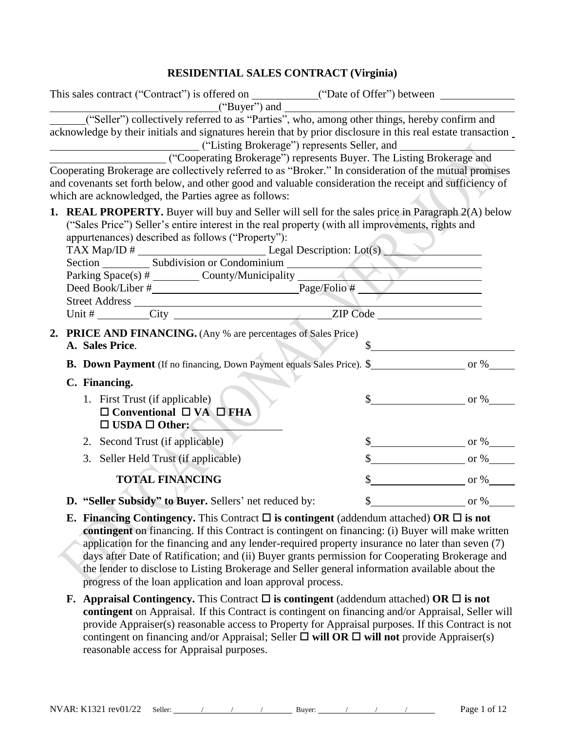# RESIDENTIAL SALES CONTRACT (Virginia)

This sales contract ("Contract") is offered on \_\_\_\_\_\_\_\_\_\_\_\_("Date of Offer") between \_\_\_\_\_\_\_\_\_\_\_\_\_\_\_\_\_\_\_\_\_\_\_\_\_\_\_\_\_\_\_\_\_\_\_\_\_\_\_\_\_\_("Buyer") and \_\_\_\_\_\_\_\_\_\_\_\_\_\_\_\_\_\_\_\_\_\_\_\_\_\_\_\_\_\_\_\_\_\_\_\_\_\_\_\_\_\_\_\_\_\_\_\_\_\_("Seller") collectively referred to as "Parties", who, among other things, hereby confirm and acknowledge by their initials and signatures herein that by prior disclosure in this real estate transaction \_\_\_\_\_\_\_\_\_\_\_\_\_\_\_\_\_\_\_\_\_\_\_\_\_\_\_\_ ("Listing Brokerage") represents Seller, and \_\_\_\_\_\_\_\_\_\_\_\_\_\_\_\_\_\_\_\_\_\_\_\_\_\_\_\_\_\_\_\_\_\_\_\_\_\_\_\_\_\_ ("Cooperating Brokerage") represents Buyer. The Listing Brokerage and Cooperating Brokerage are collectively referred to as "Broker." In consideration of the mutual promises and covenants set forth below, and other good and valuable consideration the receipt and sufficiency of which are acknowledged, the Parties agree as follows:

**1. REAL PROPERTY.** Buyer will buy and Seller will sell for the sales price in Paragraph 2(A) below ("Sales Price") Seller's entire interest in the real property (with all improvements, rights and appurtenances) described as follows ("Property"):

TAX Map/ID # \_\_\_\_\_\_\_\_\_\_\_\_\_\_\_\_\_\_\_\_\_\_\_\_ Legal Description: Lot(s) \_\_\_\_\_\_\_\_\_\_\_\_\_\_\_\_\_\_
Section \_\_\_\_\_\_\_\_\_ Subdivision or Condominium \_\_\_\_\_\_\_\_\_\_\_\_\_\_\_\_\_\_\_\_\_\_\_\_\_\_\_\_\_\_\_\_\_\_\_\_\_\_\_\_\_\_\_\_
Parking Space(s) # \_\_\_\_\_\_\_\_\_ County/Municipality \_\_\_\_\_\_\_\_\_\_\_\_\_\_\_\_\_\_\_\_\_\_\_\_\_\_\_\_\_\_\_\_\_\_\_\_\_\_\_\_
Deed Book/Liber #\_\_\_\_\_\_\_\_\_\_\_\_\_\_\_\_\_\_\_\_\_\_\_\_\_\_\_\_Page/Folio # \_\_\_\_\_\_\_\_\_\_\_\_\_\_\_\_\_\_\_\_\_\_\_\_\_\_
Street Address \_\_\_\_\_\_\_\_\_\_\_\_\_\_\_\_\_\_\_\_\_\_\_\_\_\_\_\_\_\_\_\_\_\_\_\_\_\_\_\_\_\_\_\_\_\_\_\_\_\_\_\_\_\_\_\_\_\_\_\_\_\_\_\_\_\_\_\_\_\_\_\_\_\_
Unit # \_\_\_\_\_\_\_\_\_\_City \_\_\_\_\_\_\_\_\_\_\_\_\_\_\_\_\_\_\_\_\_\_\_\_\_\_\_\_\_\_ZIP Code \_\_\_\_\_\_\_\_\_\_\_\_\_\_\_\_\_\_\_\_

**2. PRICE AND FINANCING.** (Any % are percentages of Sales Price)

**A. Sales Price.** $\_\_\_\_\_\_\_\_\_\_\_\_\_\_\_\_\_\_\_\_\_\_\_\_\_\_

**B. Down Payment** (If no financing, Down Payment equals Sales Price). $\_\_\_\_\_\_\_\_\_\_\_\_\_\_\_\_\_\_ or %\_\_\_\_\_

**C. Financing.**

1. First Trust (if applicable) $\_\_\_\_\_\_\_\_\_\_\_\_\_\_\_\_\_\_ or %\_\_\_\_\_
   ☐ **Conventional** ☐ **VA** ☐ **FHA**
   ☐ **USDA** ☐ **Other:** \_\_\_\_\_\_\_\_\_\_\_\_\_\_\_\_\_\_
2. Second Trust (if applicable) $\_\_\_\_\_\_\_\_\_\_\_\_\_\_\_\_\_\_ or %\_\_\_\_\_
3. Seller Held Trust (if applicable) $\_\_\_\_\_\_\_\_\_\_\_\_\_\_\_\_\_\_ or %\_\_\_\_\_

**TOTAL FINANCING** $\_\_\_\_\_\_\_\_\_\_\_\_\_\_\_\_\_\_ or %\_\_\_\_\_

**D. "Seller Subsidy" to Buyer.** Sellers' net reduced by: $\_\_\_\_\_\_\_\_\_\_\_\_\_\_\_\_\_\_ or %\_\_\_\_\_

**E. Financing Contingency.** This Contract ☐ **is contingent** (addendum attached) **OR** ☐ **is not contingent** on financing. If this Contract is contingent on financing: (i) Buyer will make written application for the financing and any lender-required property insurance no later than seven (7) days after Date of Ratification; and (ii) Buyer grants permission for Cooperating Brokerage and the lender to disclose to Listing Brokerage and Seller general information available about the progress of the loan application and loan approval process.

**F. Appraisal Contingency.** This Contract ☐ **is contingent** (addendum attached) **OR** ☐ **is not contingent** on Appraisal. If this Contract is contingent on financing and/or Appraisal, Seller will provide Appraiser(s) reasonable access to Property for Appraisal purposes. If this Contract is not contingent on financing and/or Appraisal; Seller ☐ **will OR** ☐ **will not** provide Appraiser(s) reasonable access for Appraisal purposes.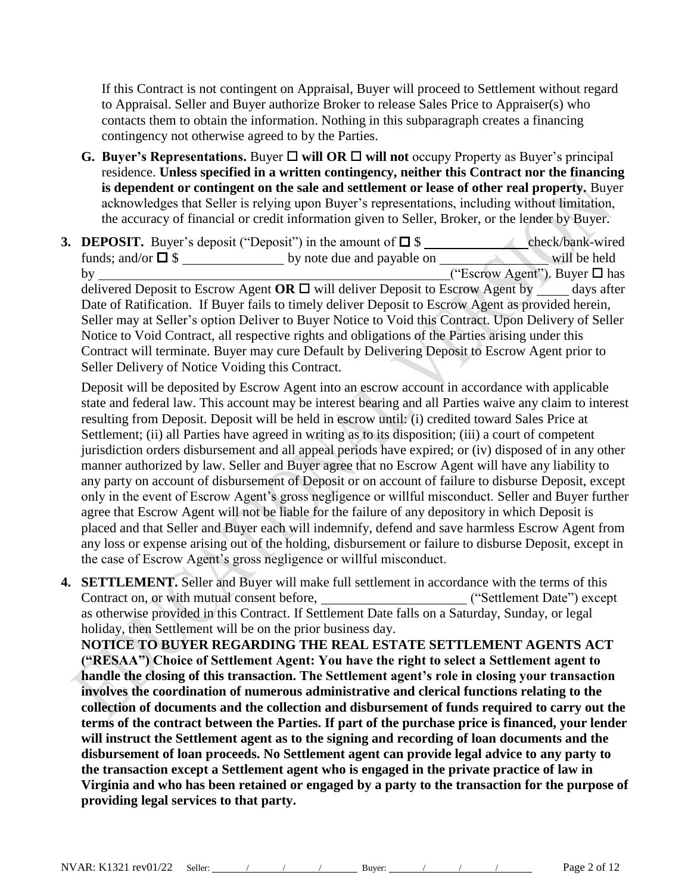If this Contract is not contingent on Appraisal, Buyer will proceed to Settlement without regard to Appraisal. Seller and Buyer authorize Broker to release Sales Price to Appraiser(s) who contacts them to obtain the information. Nothing in this subparagraph creates a financing contingency not otherwise agreed to by the Parties.

**G. Buyer's Representations.** Buyer ☐ **will OR** ☐ **will not** occupy Property as Buyer's principal residence. **Unless specified in a written contingency, neither this Contract nor the financing is dependent or contingent on the sale and settlement or lease of other real property.** Buyer acknowledges that Seller is relying upon Buyer's representations, including without limitation, the accuracy of financial or credit information given to Seller, Broker, or the lender by Buyer.

**3. DEPOSIT.** Buyer's deposit ("Deposit") in the amount of ☐ $ _______________ check/bank-wired funds; and/or ☐ $ _______________ by note due and payable on _______________ will be held by _______________________________________________ ("Escrow Agent"). Buyer ☐ has delivered Deposit to Escrow Agent **OR** ☐ will deliver Deposit to Escrow Agent by _____ days after Date of Ratification. If Buyer fails to timely deliver Deposit to Escrow Agent as provided herein, Seller may at Seller's option Deliver to Buyer Notice to Void this Contract. Upon Delivery of Seller Notice to Void Contract, all respective rights and obligations of the Parties arising under this Contract will terminate. Buyer may cure Default by Delivering Deposit to Escrow Agent prior to Seller Delivery of Notice Voiding this Contract.

Deposit will be deposited by Escrow Agent into an escrow account in accordance with applicable state and federal law. This account may be interest bearing and all Parties waive any claim to interest resulting from Deposit. Deposit will be held in escrow until: (i) credited toward Sales Price at Settlement; (ii) all Parties have agreed in writing as to its disposition; (iii) a court of competent jurisdiction orders disbursement and all appeal periods have expired; or (iv) disposed of in any other manner authorized by law. Seller and Buyer agree that no Escrow Agent will have any liability to any party on account of disbursement of Deposit or on account of failure to disburse Deposit, except only in the event of Escrow Agent's gross negligence or willful misconduct. Seller and Buyer further agree that Escrow Agent will not be liable for the failure of any depository in which Deposit is placed and that Seller and Buyer each will indemnify, defend and save harmless Escrow Agent from any loss or expense arising out of the holding, disbursement or failure to disburse Deposit, except in the case of Escrow Agent's gross negligence or willful misconduct.

**4. SETTLEMENT.** Seller and Buyer will make full settlement in accordance with the terms of this Contract on, or with mutual consent before, _______________________ ("Settlement Date") except as otherwise provided in this Contract. If Settlement Date falls on a Saturday, Sunday, or legal holiday, then Settlement will be on the prior business day.

**NOTICE TO BUYER REGARDING THE REAL ESTATE SETTLEMENT AGENTS ACT ("RESAA") Choice of Settlement Agent: You have the right to select a Settlement agent to handle the closing of this transaction. The Settlement agent's role in closing your transaction involves the coordination of numerous administrative and clerical functions relating to the collection of documents and the collection and disbursement of funds required to carry out the terms of the contract between the Parties. If part of the purchase price is financed, your lender will instruct the Settlement agent as to the signing and recording of loan documents and the disbursement of loan proceeds. No Settlement agent can provide legal advice to any party to the transaction except a Settlement agent who is engaged in the private practice of law in Virginia and who has been retained or engaged by a party to the transaction for the purpose of providing legal services to that party.**

NVAR: K1321 rev01/22 Seller: ______ / ______ / ______ / ______ Buyer: ______ / ______ / ______ / ______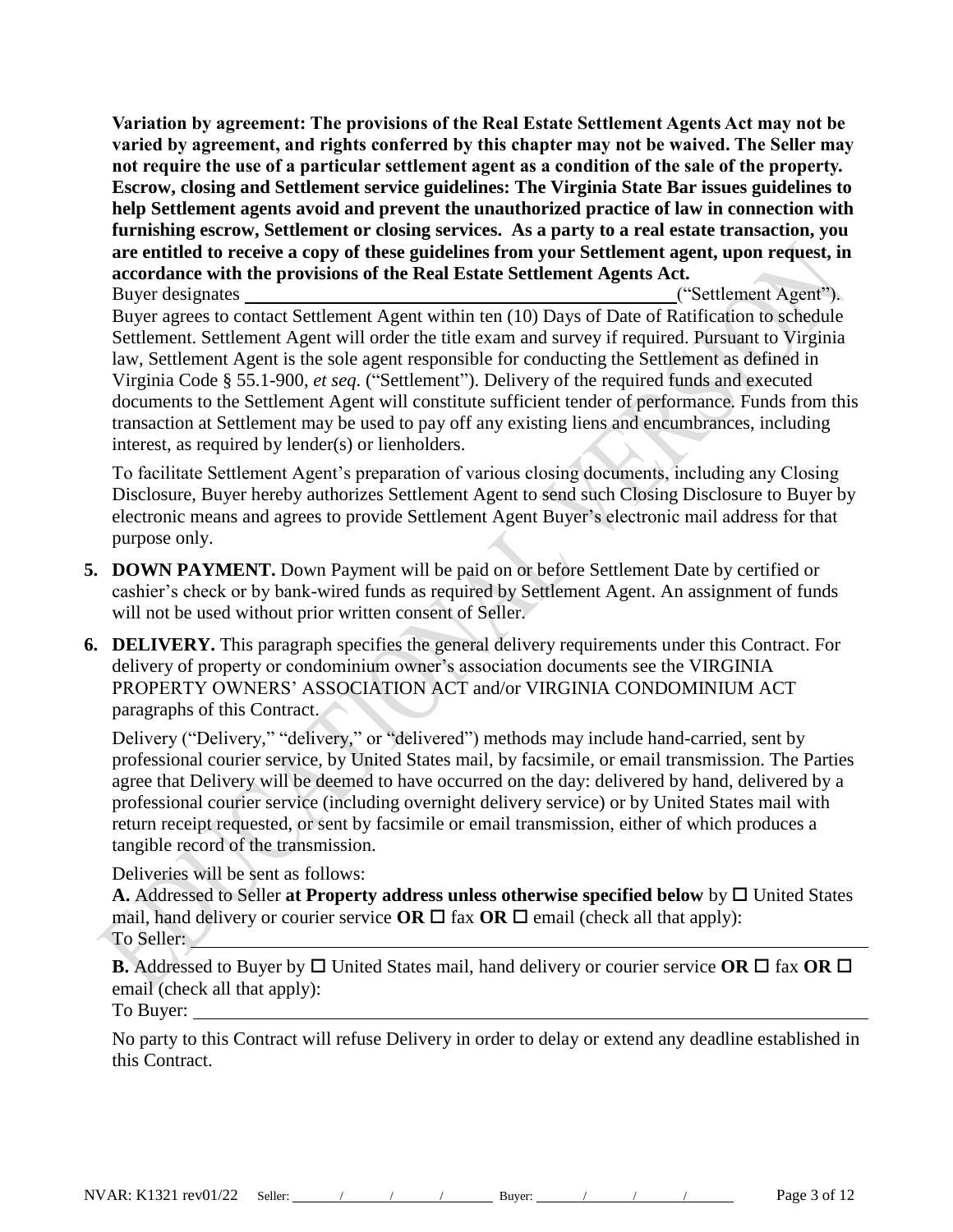**Variation by agreement: The provisions of the Real Estate Settlement Agents Act may not be varied by agreement, and rights conferred by this chapter may not be waived. The Seller may not require the use of a particular settlement agent as a condition of the sale of the property. Escrow, closing and Settlement service guidelines: The Virginia State Bar issues guidelines to help Settlement agents avoid and prevent the unauthorized practice of law in connection with furnishing escrow, Settlement or closing services. As a party to a real estate transaction, you are entitled to receive a copy of these guidelines from your Settlement agent, upon request, in accordance with the provisions of the Real Estate Settlement Agents Act.**

Buyer designates ______________________________________________ ("Settlement Agent"). Buyer agrees to contact Settlement Agent within ten (10) Days of Date of Ratification to schedule Settlement. Settlement Agent will order the title exam and survey if required. Pursuant to Virginia law, Settlement Agent is the sole agent responsible for conducting the Settlement as defined in Virginia Code § 55.1-900, *et seq*. ("Settlement"). Delivery of the required funds and executed documents to the Settlement Agent will constitute sufficient tender of performance. Funds from this transaction at Settlement may be used to pay off any existing liens and encumbrances, including interest, as required by lender(s) or lienholders.

To facilitate Settlement Agent's preparation of various closing documents, including any Closing Disclosure, Buyer hereby authorizes Settlement Agent to send such Closing Disclosure to Buyer by electronic means and agrees to provide Settlement Agent Buyer's electronic mail address for that purpose only.

5. **DOWN PAYMENT.** Down Payment will be paid on or before Settlement Date by certified or cashier's check or by bank-wired funds as required by Settlement Agent. An assignment of funds will not be used without prior written consent of Seller.

6. **DELIVERY.** This paragraph specifies the general delivery requirements under this Contract. For delivery of property or condominium owner's association documents see the VIRGINIA PROPERTY OWNERS' ASSOCIATION ACT and/or VIRGINIA CONDOMINIUM ACT paragraphs of this Contract.

   Delivery ("Delivery," "delivery," or "delivered") methods may include hand-carried, sent by professional courier service, by United States mail, by facsimile, or email transmission. The Parties agree that Delivery will be deemed to have occurred on the day: delivered by hand, delivered by a professional courier service (including overnight delivery service) or by United States mail with return receipt requested, or sent by facsimile or email transmission, either of which produces a tangible record of the transmission.

   Deliveries will be sent as follows:

   **A.** Addressed to Seller **at Property address unless otherwise specified below** by ☐ United States mail, hand delivery or courier service **OR** ☐ fax **OR** ☐ email (check all that apply):
   To Seller: ______________________________________________

   **B.** Addressed to Buyer by ☐ United States mail, hand delivery or courier service **OR** ☐ fax **OR** ☐ email (check all that apply):
   To Buyer: ______________________________________________

   No party to this Contract will refuse Delivery in order to delay or extend any deadline established in this Contract.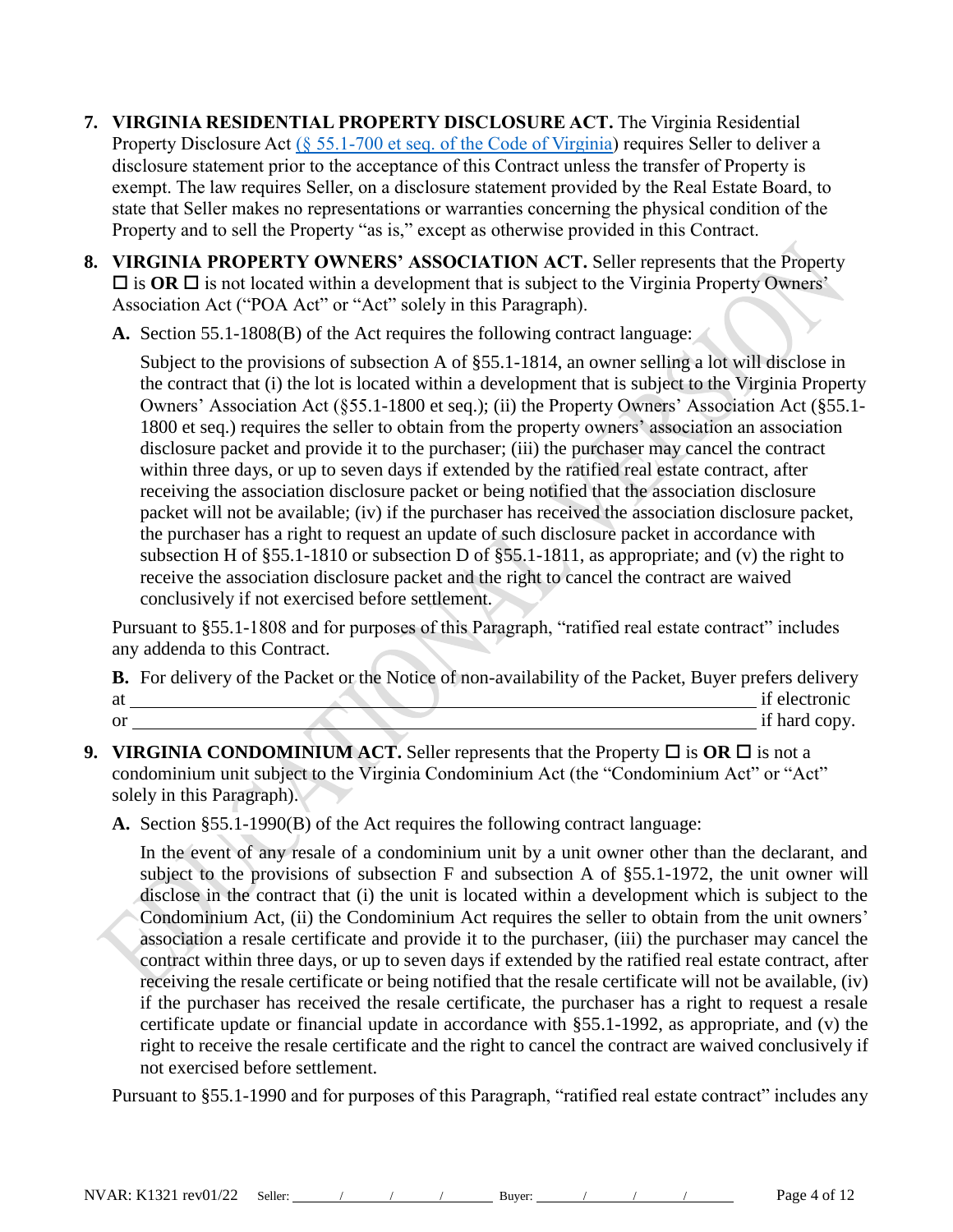7. **VIRGINIA RESIDENTIAL PROPERTY DISCLOSURE ACT.** The Virginia Residential Property Disclosure Act (§ 55.1-700 et seq. of the Code of Virginia) requires Seller to deliver a disclosure statement prior to the acceptance of this Contract unless the transfer of Property is exempt. The law requires Seller, on a disclosure statement provided by the Real Estate Board, to state that Seller makes no representations or warranties concerning the physical condition of the Property and to sell the Property "as is," except as otherwise provided in this Contract.

8. **VIRGINIA PROPERTY OWNERS' ASSOCIATION ACT.** Seller represents that the Property ☐ is **OR** ☐ is not located within a development that is subject to the Virginia Property Owners' Association Act ("POA Act" or "Act" solely in this Paragraph).

   **A.** Section 55.1-1808(B) of the Act requires the following contract language:

   Subject to the provisions of subsection A of §55.1-1814, an owner selling a lot will disclose in the contract that (i) the lot is located within a development that is subject to the Virginia Property Owners' Association Act (§55.1-1800 et seq.); (ii) the Property Owners' Association Act (§55.1-1800 et seq.) requires the seller to obtain from the property owners' association an association disclosure packet and provide it to the purchaser; (iii) the purchaser may cancel the contract within three days, or up to seven days if extended by the ratified real estate contract, after receiving the association disclosure packet or being notified that the association disclosure packet will not be available; (iv) if the purchaser has received the association disclosure packet, the purchaser has a right to request an update of such disclosure packet in accordance with subsection H of §55.1-1810 or subsection D of §55.1-1811, as appropriate; and (v) the right to receive the association disclosure packet and the right to cancel the contract are waived conclusively if not exercised before settlement.

   Pursuant to §55.1-1808 and for purposes of this Paragraph, "ratified real estate contract" includes any addenda to this Contract.

   **B.** For delivery of the Packet or the Notice of non-availability of the Packet, Buyer prefers delivery at ______________________________ if electronic or ______________________________ if hard copy.

9. **VIRGINIA CONDOMINIUM ACT.** Seller represents that the Property ☐ is **OR** ☐ is not a condominium unit subject to the Virginia Condominium Act (the "Condominium Act" or "Act" solely in this Paragraph).

   **A.** Section §55.1-1990(B) of the Act requires the following contract language:

   In the event of any resale of a condominium unit by a unit owner other than the declarant, and subject to the provisions of subsection F and subsection A of §55.1-1972, the unit owner will disclose in the contract that (i) the unit is located within a development which is subject to the Condominium Act, (ii) the Condominium Act requires the seller to obtain from the unit owners' association a resale certificate and provide it to the purchaser, (iii) the purchaser may cancel the contract within three days, or up to seven days if extended by the ratified real estate contract, after receiving the resale certificate or being notified that the resale certificate will not be available, (iv) if the purchaser has received the resale certificate, the purchaser has a right to request a resale certificate update or financial update in accordance with §55.1-1992, as appropriate, and (v) the right to receive the resale certificate and the right to cancel the contract are waived conclusively if not exercised before settlement.

   Pursuant to §55.1-1990 and for purposes of this Paragraph, "ratified real estate contract" includes any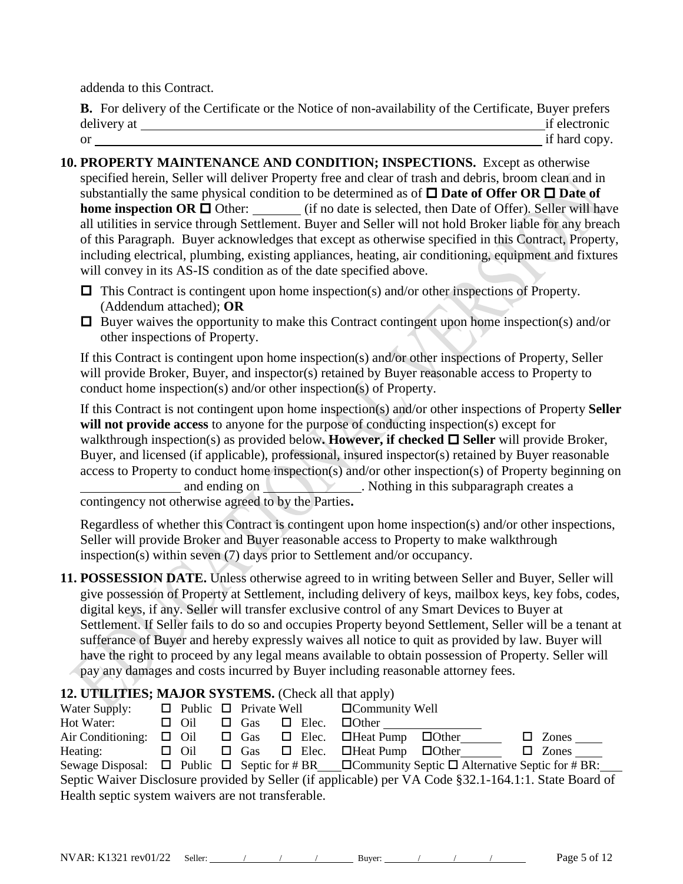addenda to this Contract.

**B.** For delivery of the Certificate or the Notice of non-availability of the Certificate, Buyer prefers delivery at ______________________________________________ if electronic or ______________________________________________ if hard copy.

**10. PROPERTY MAINTENANCE AND CONDITION; INSPECTIONS.** Except as otherwise specified herein, Seller will deliver Property free and clear of trash and debris, broom clean and in substantially the same physical condition to be determined as of ☐ **Date of Offer OR** ☐ **Date of home inspection OR** ☐ Other: _______ (if no date is selected, then Date of Offer). Seller will have all utilities in service through Settlement. Buyer and Seller will not hold Broker liable for any breach of this Paragraph. Buyer acknowledges that except as otherwise specified in this Contract, Property, including electrical, plumbing, existing appliances, heating, air conditioning, equipment and fixtures will convey in its AS-IS condition as of the date specified above.

☐ This Contract is contingent upon home inspection(s) and/or other inspections of Property. (Addendum attached); **OR**

☐ Buyer waives the opportunity to make this Contract contingent upon home inspection(s) and/or other inspections of Property.

If this Contract is contingent upon home inspection(s) and/or other inspections of Property, Seller will provide Broker, Buyer, and inspector(s) retained by Buyer reasonable access to Property to conduct home inspection(s) and/or other inspection(s) of Property.

If this Contract is not contingent upon home inspection(s) and/or other inspections of Property **Seller will not provide access** to anyone for the purpose of conducting inspection(s) except for walkthrough inspection(s) as provided below**. However, if checked** ☐ **Seller** will provide Broker, Buyer, and licensed (if applicable), professional, insured inspector(s) retained by Buyer reasonable access to Property to conduct home inspection(s) and/or other inspection(s) of Property beginning on _______________ and ending on _______________. Nothing in this subparagraph creates a contingency not otherwise agreed to by the Parties**.**

Regardless of whether this Contract is contingent upon home inspection(s) and/or other inspections, Seller will provide Broker and Buyer reasonable access to Property to make walkthrough inspection(s) within seven (7) days prior to Settlement and/or occupancy.

**11. POSSESSION DATE.** Unless otherwise agreed to in writing between Seller and Buyer, Seller will give possession of Property at Settlement, including delivery of keys, mailbox keys, key fobs, codes, digital keys, if any. Seller will transfer exclusive control of any Smart Devices to Buyer at Settlement. If Seller fails to do so and occupies Property beyond Settlement, Seller will be a tenant at sufferance of Buyer and hereby expressly waives all notice to quit as provided by law. Buyer will have the right to proceed by any legal means available to obtain possession of Property. Seller will pay any damages and costs incurred by Buyer including reasonable attorney fees.

**12. UTILITIES; MAJOR SYSTEMS.** (Check all that apply)

Water Supply: ☐ Public ☐ Private Well ☐Community Well

Hot Water: ☐ Oil ☐ Gas ☐ Elec. ☐Other _______________

Air Conditioning: ☐ Oil ☐ Gas ☐ Elec. ☐Heat Pump ☐Other_______ ☐ Zones ____

Heating: ☐ Oil ☐ Gas ☐ Elec. ☐Heat Pump ☐Other_______ ☐ Zones ____

Sewage Disposal: ☐ Public ☐ Septic for # BR___ ☐Community Septic ☐ Alternative Septic for # BR:___

Septic Waiver Disclosure provided by Seller (if applicable) per VA Code §32.1-164.1:1. State Board of Health septic system waivers are not transferable.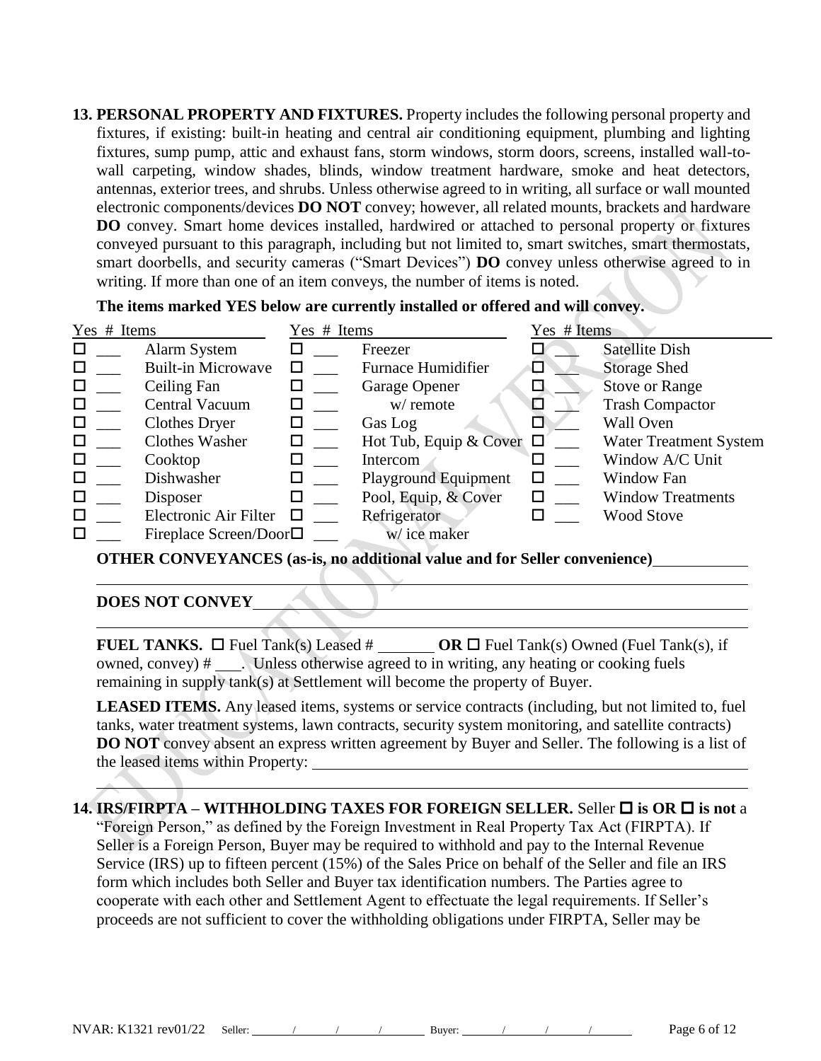**13. PERSONAL PROPERTY AND FIXTURES.** Property includes the following personal property and fixtures, if existing: built-in heating and central air conditioning equipment, plumbing and lighting fixtures, sump pump, attic and exhaust fans, storm windows, storm doors, screens, installed wall-to-wall carpeting, window shades, blinds, window treatment hardware, smoke and heat detectors, antennas, exterior trees, and shrubs. Unless otherwise agreed to in writing, all surface or wall mounted electronic components/devices **DO NOT** convey; however, all related mounts, brackets and hardware **DO** convey. Smart home devices installed, hardwired or attached to personal property or fixtures conveyed pursuant to this paragraph, including but not limited to, smart switches, smart thermostats, smart doorbells, and security cameras ("Smart Devices") **DO** convey unless otherwise agreed to in writing. If more than one of an item conveys, the number of items is noted.

**The items marked YES below are currently installed or offered and will convey.**

| Yes | # | Items | Yes | # | Items | Yes | # | Items |
|---|---|---|---|---|---|---|---|---|
| ☐ | ___ | Alarm System | ☐ | ___ | Freezer | ☐ | ___ | Satellite Dish |
| ☐ | ___ | Built-in Microwave | ☐ | ___ | Furnace Humidifier | ☐ | ___ | Storage Shed |
| ☐ | ___ | Ceiling Fan | ☐ | ___ | Garage Opener | ☐ | ___ | Stove or Range |
| ☐ | ___ | Central Vacuum | ☐ | ___ | w/ remote | ☐ | ___ | Trash Compactor |
| ☐ | ___ | Clothes Dryer | ☐ | ___ | Gas Log | ☐ | ___ | Wall Oven |
| ☐ | ___ | Clothes Washer | ☐ | ___ | Hot Tub, Equip & Cover | ☐ | ___ | Water Treatment System |
| ☐ | ___ | Cooktop | ☐ | ___ | Intercom | ☐ | ___ | Window A/C Unit |
| ☐ | ___ | Dishwasher | ☐ | ___ | Playground Equipment | ☐ | ___ | Window Fan |
| ☐ | ___ | Disposer | ☐ | ___ | Pool, Equip, & Cover | ☐ | ___ | Window Treatments |
| ☐ | ___ | Electronic Air Filter | ☐ | ___ | Refrigerator | ☐ | ___ | Wood Stove |
| ☐ | ___ | Fireplace Screen/Door | ☐ | ___ | w/ ice maker | | | |

**OTHER CONVEYANCES (as-is, no additional value and for Seller convenience)** ____________

**DOES NOT CONVEY** ____________

**FUEL TANKS.** ☐ Fuel Tank(s) Leased # _______ **OR** ☐ Fuel Tank(s) Owned (Fuel Tank(s), if owned, convey) # ___. Unless otherwise agreed to in writing, any heating or cooking fuels remaining in supply tank(s) at Settlement will become the property of Buyer.

**LEASED ITEMS.** Any leased items, systems or service contracts (including, but not limited to, fuel tanks, water treatment systems, lawn contracts, security system monitoring, and satellite contracts) **DO NOT** convey absent an express written agreement by Buyer and Seller. The following is a list of the leased items within Property: ____________

**14. IRS/FIRPTA – WITHHOLDING TAXES FOR FOREIGN SELLER.** Seller ☐ **is OR** ☐ **is not** a "Foreign Person," as defined by the Foreign Investment in Real Property Tax Act (FIRPTA). If Seller is a Foreign Person, Buyer may be required to withhold and pay to the Internal Revenue Service (IRS) up to fifteen percent (15%) of the Sales Price on behalf of the Seller and file an IRS form which includes both Seller and Buyer tax identification numbers. The Parties agree to cooperate with each other and Settlement Agent to effectuate the legal requirements. If Seller's proceeds are not sufficient to cover the withholding obligations under FIRPTA, Seller may be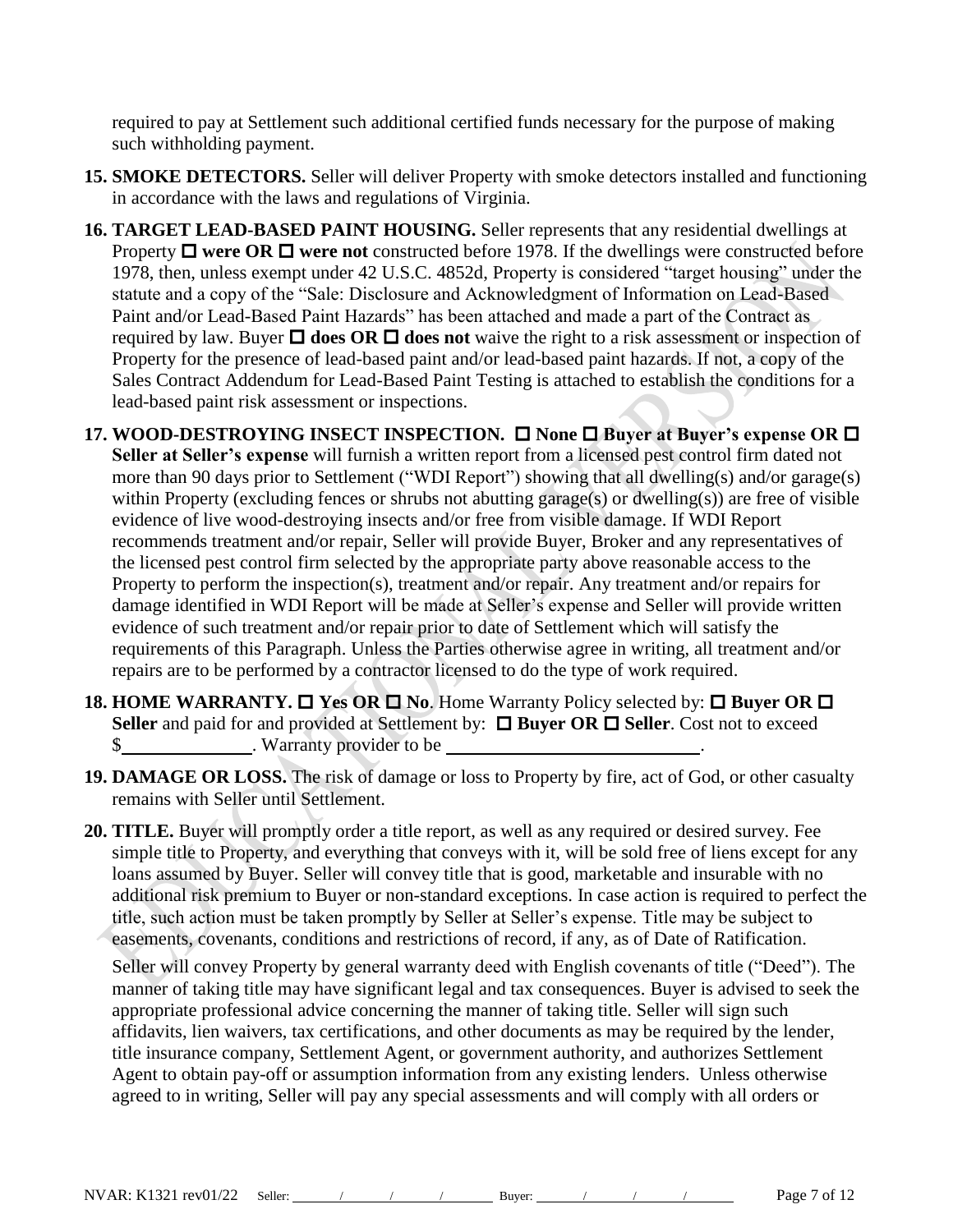required to pay at Settlement such additional certified funds necessary for the purpose of making such withholding payment.

**15. SMOKE DETECTORS.** Seller will deliver Property with smoke detectors installed and functioning in accordance with the laws and regulations of Virginia.

**16. TARGET LEAD-BASED PAINT HOUSING.** Seller represents that any residential dwellings at Property ☐ **were OR** ☐ **were not** constructed before 1978. If the dwellings were constructed before 1978, then, unless exempt under 42 U.S.C. 4852d, Property is considered "target housing" under the statute and a copy of the "Sale: Disclosure and Acknowledgment of Information on Lead-Based Paint and/or Lead-Based Paint Hazards" has been attached and made a part of the Contract as required by law. Buyer ☐ **does OR** ☐ **does not** waive the right to a risk assessment or inspection of Property for the presence of lead-based paint and/or lead-based paint hazards. If not, a copy of the Sales Contract Addendum for Lead-Based Paint Testing is attached to establish the conditions for a lead-based paint risk assessment or inspections.

**17. WOOD-DESTROYING INSECT INSPECTION.** ☐ **None** ☐ **Buyer at Buyer's expense OR** ☐ **Seller at Seller's expense** will furnish a written report from a licensed pest control firm dated not more than 90 days prior to Settlement ("WDI Report") showing that all dwelling(s) and/or garage(s) within Property (excluding fences or shrubs not abutting garage(s) or dwelling(s)) are free of visible evidence of live wood-destroying insects and/or free from visible damage. If WDI Report recommends treatment and/or repair, Seller will provide Buyer, Broker and any representatives of the licensed pest control firm selected by the appropriate party above reasonable access to the Property to perform the inspection(s), treatment and/or repair. Any treatment and/or repairs for damage identified in WDI Report will be made at Seller's expense and Seller will provide written evidence of such treatment and/or repair prior to date of Settlement which will satisfy the requirements of this Paragraph. Unless the Parties otherwise agree in writing, all treatment and/or repairs are to be performed by a contractor licensed to do the type of work required.

**18. HOME WARRANTY.** ☐ **Yes OR** ☐ **No**. Home Warranty Policy selected by: ☐ **Buyer OR** ☐ **Seller** and paid for and provided at Settlement by: ☐ **Buyer OR** ☐ **Seller**. Cost not to exceed $\_\_\_\_\_\_\_\_\_\_\_\_\_\_. Warranty provider to be \_\_\_\_\_\_\_\_\_\_\_\_\_\_\_\_\_\_\_\_\_\_\_\_\_\_\_\_\_\_.

**19. DAMAGE OR LOSS.** The risk of damage or loss to Property by fire, act of God, or other casualty remains with Seller until Settlement.

**20. TITLE.** Buyer will promptly order a title report, as well as any required or desired survey. Fee simple title to Property, and everything that conveys with it, will be sold free of liens except for any loans assumed by Buyer. Seller will convey title that is good, marketable and insurable with no additional risk premium to Buyer or non-standard exceptions. In case action is required to perfect the title, such action must be taken promptly by Seller at Seller's expense. Title may be subject to easements, covenants, conditions and restrictions of record, if any, as of Date of Ratification.

Seller will convey Property by general warranty deed with English covenants of title ("Deed"). The manner of taking title may have significant legal and tax consequences. Buyer is advised to seek the appropriate professional advice concerning the manner of taking title. Seller will sign such affidavits, lien waivers, tax certifications, and other documents as may be required by the lender, title insurance company, Settlement Agent, or government authority, and authorizes Settlement Agent to obtain pay-off or assumption information from any existing lenders. Unless otherwise agreed to in writing, Seller will pay any special assessments and will comply with all orders or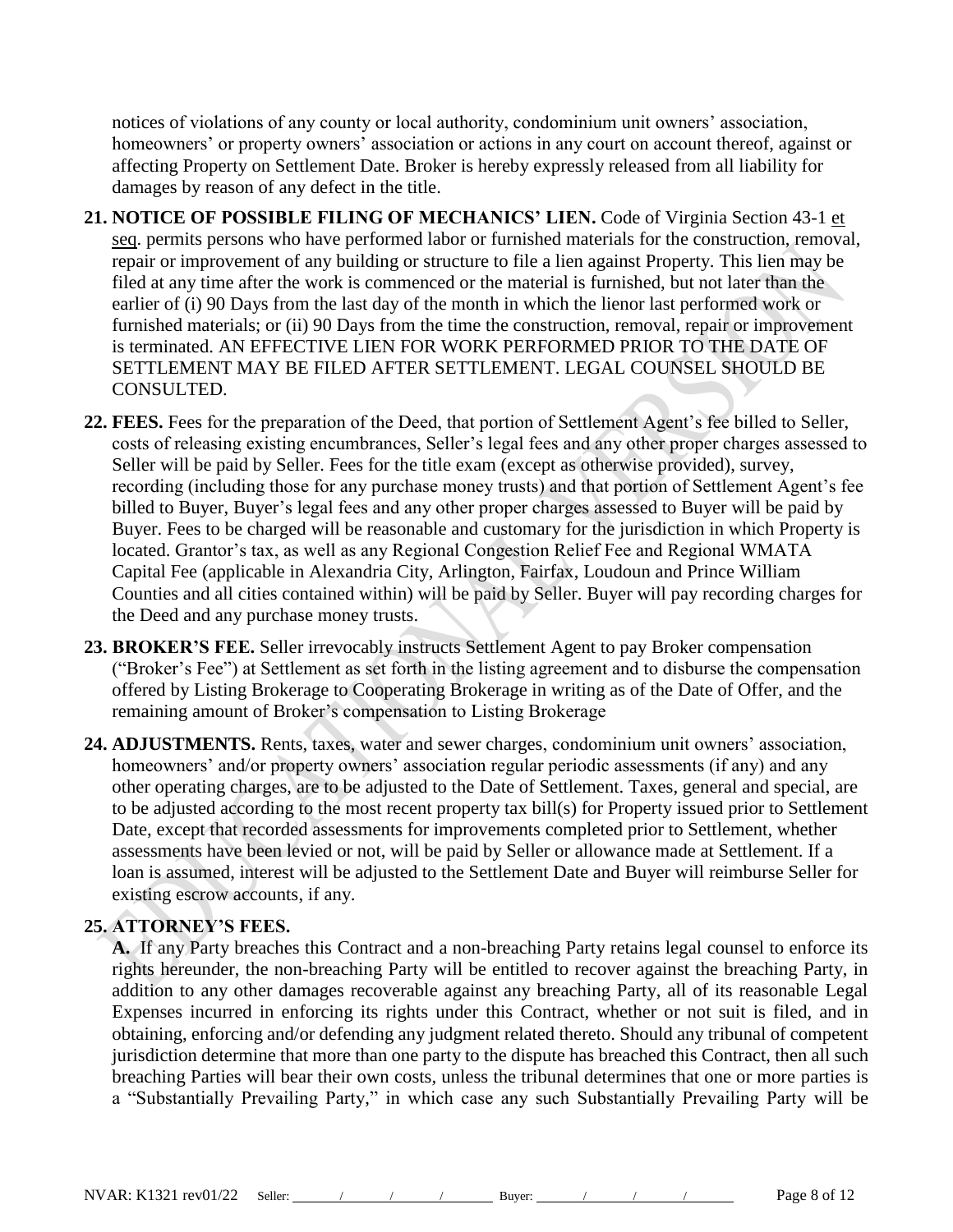notices of violations of any county or local authority, condominium unit owners' association, homeowners' or property owners' association or actions in any court on account thereof, against or affecting Property on Settlement Date. Broker is hereby expressly released from all liability for damages by reason of any defect in the title.

**21. NOTICE OF POSSIBLE FILING OF MECHANICS' LIEN.** Code of Virginia Section 43-1 et seq. permits persons who have performed labor or furnished materials for the construction, removal, repair or improvement of any building or structure to file a lien against Property. This lien may be filed at any time after the work is commenced or the material is furnished, but not later than the earlier of (i) 90 Days from the last day of the month in which the lienor last performed work or furnished materials; or (ii) 90 Days from the time the construction, removal, repair or improvement is terminated. AN EFFECTIVE LIEN FOR WORK PERFORMED PRIOR TO THE DATE OF SETTLEMENT MAY BE FILED AFTER SETTLEMENT. LEGAL COUNSEL SHOULD BE CONSULTED.

**22. FEES.** Fees for the preparation of the Deed, that portion of Settlement Agent's fee billed to Seller, costs of releasing existing encumbrances, Seller's legal fees and any other proper charges assessed to Seller will be paid by Seller. Fees for the title exam (except as otherwise provided), survey, recording (including those for any purchase money trusts) and that portion of Settlement Agent's fee billed to Buyer, Buyer's legal fees and any other proper charges assessed to Buyer will be paid by Buyer. Fees to be charged will be reasonable and customary for the jurisdiction in which Property is located. Grantor's tax, as well as any Regional Congestion Relief Fee and Regional WMATA Capital Fee (applicable in Alexandria City, Arlington, Fairfax, Loudoun and Prince William Counties and all cities contained within) will be paid by Seller. Buyer will pay recording charges for the Deed and any purchase money trusts.

**23. BROKER'S FEE.** Seller irrevocably instructs Settlement Agent to pay Broker compensation ("Broker's Fee") at Settlement as set forth in the listing agreement and to disburse the compensation offered by Listing Brokerage to Cooperating Brokerage in writing as of the Date of Offer, and the remaining amount of Broker's compensation to Listing Brokerage

**24. ADJUSTMENTS.** Rents, taxes, water and sewer charges, condominium unit owners' association, homeowners' and/or property owners' association regular periodic assessments (if any) and any other operating charges, are to be adjusted to the Date of Settlement. Taxes, general and special, are to be adjusted according to the most recent property tax bill(s) for Property issued prior to Settlement Date, except that recorded assessments for improvements completed prior to Settlement, whether assessments have been levied or not, will be paid by Seller or allowance made at Settlement. If a loan is assumed, interest will be adjusted to the Settlement Date and Buyer will reimburse Seller for existing escrow accounts, if any.

**25. ATTORNEY'S FEES.**

**A.** If any Party breaches this Contract and a non-breaching Party retains legal counsel to enforce its rights hereunder, the non-breaching Party will be entitled to recover against the breaching Party, in addition to any other damages recoverable against any breaching Party, all of its reasonable Legal Expenses incurred in enforcing its rights under this Contract, whether or not suit is filed, and in obtaining, enforcing and/or defending any judgment related thereto. Should any tribunal of competent jurisdiction determine that more than one party to the dispute has breached this Contract, then all such breaching Parties will bear their own costs, unless the tribunal determines that one or more parties is a "Substantially Prevailing Party," in which case any such Substantially Prevailing Party will be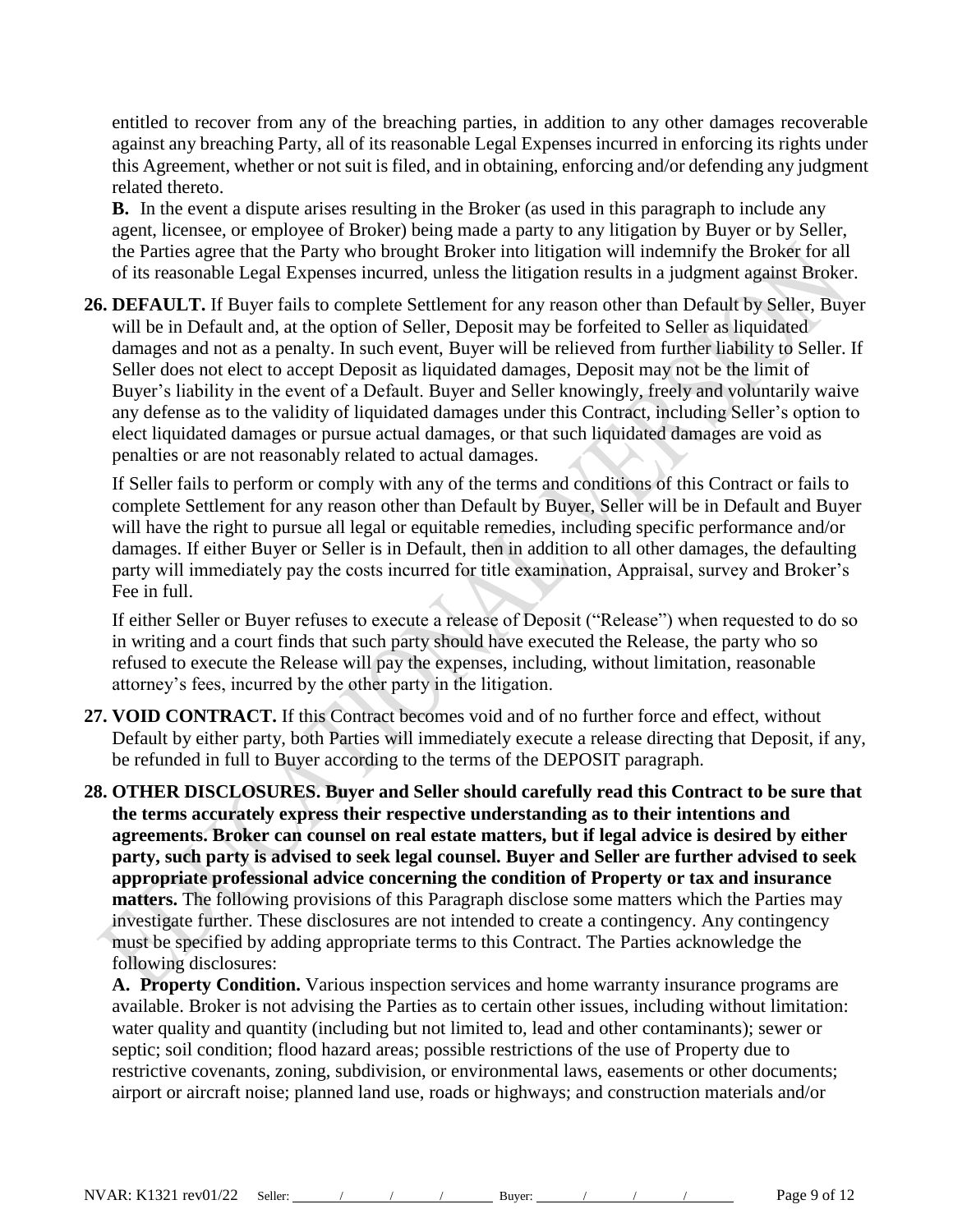entitled to recover from any of the breaching parties, in addition to any other damages recoverable against any breaching Party, all of its reasonable Legal Expenses incurred in enforcing its rights under this Agreement, whether or not suit is filed, and in obtaining, enforcing and/or defending any judgment related thereto.

**B.** In the event a dispute arises resulting in the Broker (as used in this paragraph to include any agent, licensee, or employee of Broker) being made a party to any litigation by Buyer or by Seller, the Parties agree that the Party who brought Broker into litigation will indemnify the Broker for all of its reasonable Legal Expenses incurred, unless the litigation results in a judgment against Broker.

**26. DEFAULT.** If Buyer fails to complete Settlement for any reason other than Default by Seller, Buyer will be in Default and, at the option of Seller, Deposit may be forfeited to Seller as liquidated damages and not as a penalty. In such event, Buyer will be relieved from further liability to Seller. If Seller does not elect to accept Deposit as liquidated damages, Deposit may not be the limit of Buyer's liability in the event of a Default. Buyer and Seller knowingly, freely and voluntarily waive any defense as to the validity of liquidated damages under this Contract, including Seller's option to elect liquidated damages or pursue actual damages, or that such liquidated damages are void as penalties or are not reasonably related to actual damages.

If Seller fails to perform or comply with any of the terms and conditions of this Contract or fails to complete Settlement for any reason other than Default by Buyer, Seller will be in Default and Buyer will have the right to pursue all legal or equitable remedies, including specific performance and/or damages. If either Buyer or Seller is in Default, then in addition to all other damages, the defaulting party will immediately pay the costs incurred for title examination, Appraisal, survey and Broker's Fee in full.

If either Seller or Buyer refuses to execute a release of Deposit ("Release") when requested to do so in writing and a court finds that such party should have executed the Release, the party who so refused to execute the Release will pay the expenses, including, without limitation, reasonable attorney's fees, incurred by the other party in the litigation.

**27. VOID CONTRACT.** If this Contract becomes void and of no further force and effect, without Default by either party, both Parties will immediately execute a release directing that Deposit, if any, be refunded in full to Buyer according to the terms of the DEPOSIT paragraph.

**28. OTHER DISCLOSURES. Buyer and Seller should carefully read this Contract to be sure that the terms accurately express their respective understanding as to their intentions and agreements. Broker can counsel on real estate matters, but if legal advice is desired by either party, such party is advised to seek legal counsel. Buyer and Seller are further advised to seek appropriate professional advice concerning the condition of Property or tax and insurance matters.** The following provisions of this Paragraph disclose some matters which the Parties may investigate further. These disclosures are not intended to create a contingency. Any contingency must be specified by adding appropriate terms to this Contract. The Parties acknowledge the following disclosures:

**A. Property Condition.** Various inspection services and home warranty insurance programs are available. Broker is not advising the Parties as to certain other issues, including without limitation: water quality and quantity (including but not limited to, lead and other contaminants); sewer or septic; soil condition; flood hazard areas; possible restrictions of the use of Property due to restrictive covenants, zoning, subdivision, or environmental laws, easements or other documents; airport or aircraft noise; planned land use, roads or highways; and construction materials and/or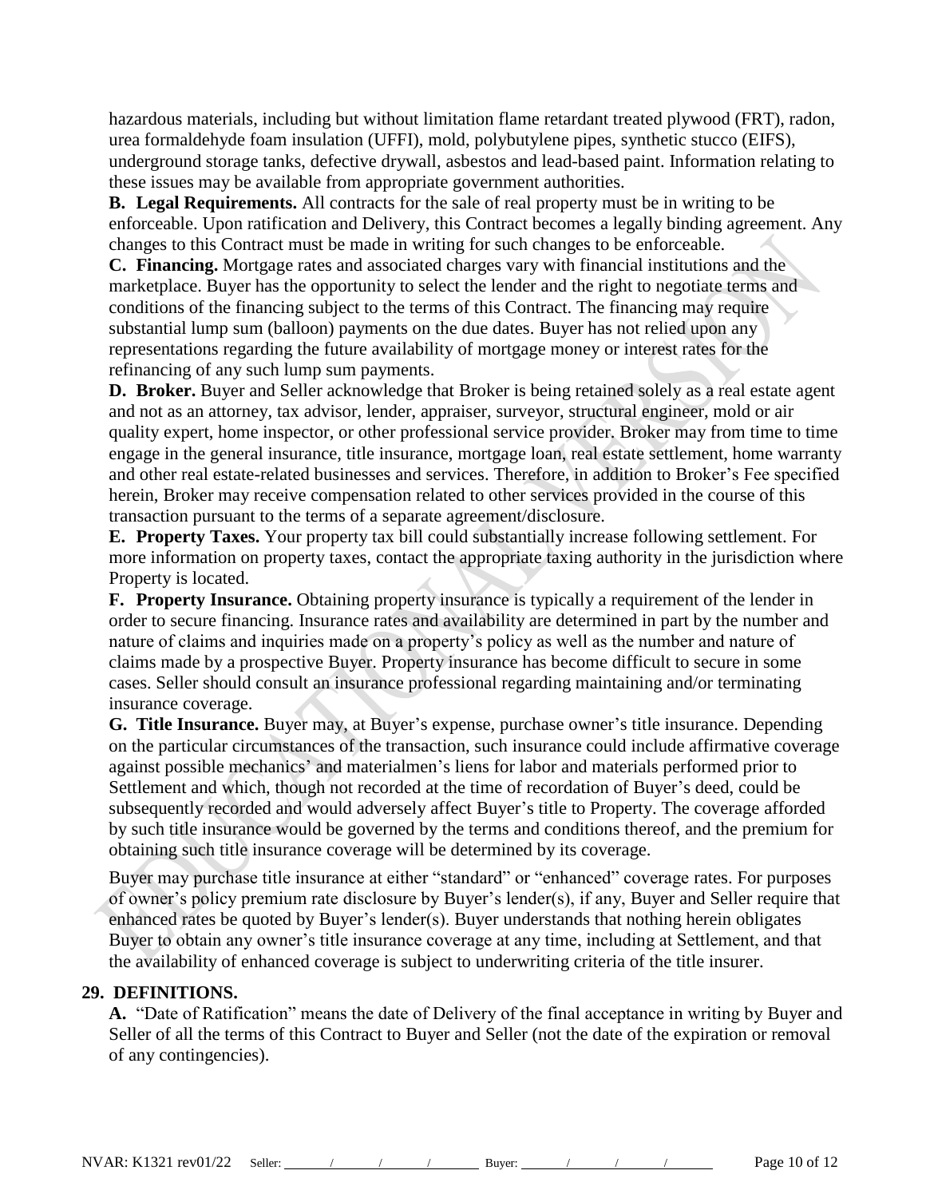hazardous materials, including but without limitation flame retardant treated plywood (FRT), radon, urea formaldehyde foam insulation (UFFI), mold, polybutylene pipes, synthetic stucco (EIFS), underground storage tanks, defective drywall, asbestos and lead-based paint. Information relating to these issues may be available from appropriate government authorities.

**B. Legal Requirements.** All contracts for the sale of real property must be in writing to be enforceable. Upon ratification and Delivery, this Contract becomes a legally binding agreement. Any changes to this Contract must be made in writing for such changes to be enforceable.

**C. Financing.** Mortgage rates and associated charges vary with financial institutions and the marketplace. Buyer has the opportunity to select the lender and the right to negotiate terms and conditions of the financing subject to the terms of this Contract. The financing may require substantial lump sum (balloon) payments on the due dates. Buyer has not relied upon any representations regarding the future availability of mortgage money or interest rates for the refinancing of any such lump sum payments.

**D. Broker.** Buyer and Seller acknowledge that Broker is being retained solely as a real estate agent and not as an attorney, tax advisor, lender, appraiser, surveyor, structural engineer, mold or air quality expert, home inspector, or other professional service provider. Broker may from time to time engage in the general insurance, title insurance, mortgage loan, real estate settlement, home warranty and other real estate-related businesses and services. Therefore, in addition to Broker's Fee specified herein, Broker may receive compensation related to other services provided in the course of this transaction pursuant to the terms of a separate agreement/disclosure.

**E. Property Taxes.** Your property tax bill could substantially increase following settlement. For more information on property taxes, contact the appropriate taxing authority in the jurisdiction where Property is located.

**F. Property Insurance.** Obtaining property insurance is typically a requirement of the lender in order to secure financing. Insurance rates and availability are determined in part by the number and nature of claims and inquiries made on a property's policy as well as the number and nature of claims made by a prospective Buyer. Property insurance has become difficult to secure in some cases. Seller should consult an insurance professional regarding maintaining and/or terminating insurance coverage.

**G. Title Insurance.** Buyer may, at Buyer's expense, purchase owner's title insurance. Depending on the particular circumstances of the transaction, such insurance could include affirmative coverage against possible mechanics' and materialmen's liens for labor and materials performed prior to Settlement and which, though not recorded at the time of recordation of Buyer's deed, could be subsequently recorded and would adversely affect Buyer's title to Property. The coverage afforded by such title insurance would be governed by the terms and conditions thereof, and the premium for obtaining such title insurance coverage will be determined by its coverage.

Buyer may purchase title insurance at either "standard" or "enhanced" coverage rates. For purposes of owner's policy premium rate disclosure by Buyer's lender(s), if any, Buyer and Seller require that enhanced rates be quoted by Buyer's lender(s). Buyer understands that nothing herein obligates Buyer to obtain any owner's title insurance coverage at any time, including at Settlement, and that the availability of enhanced coverage is subject to underwriting criteria of the title insurer.

## 29. DEFINITIONS.

**A.** "Date of Ratification" means the date of Delivery of the final acceptance in writing by Buyer and Seller of all the terms of this Contract to Buyer and Seller (not the date of the expiration or removal of any contingencies).

NVAR: K1321 rev01/22 Seller: \_\_\_\_/\_\_\_\_/\_\_\_\_/\_\_\_\_ Buyer: \_\_\_\_/\_\_\_\_/\_\_\_\_/\_\_\_\_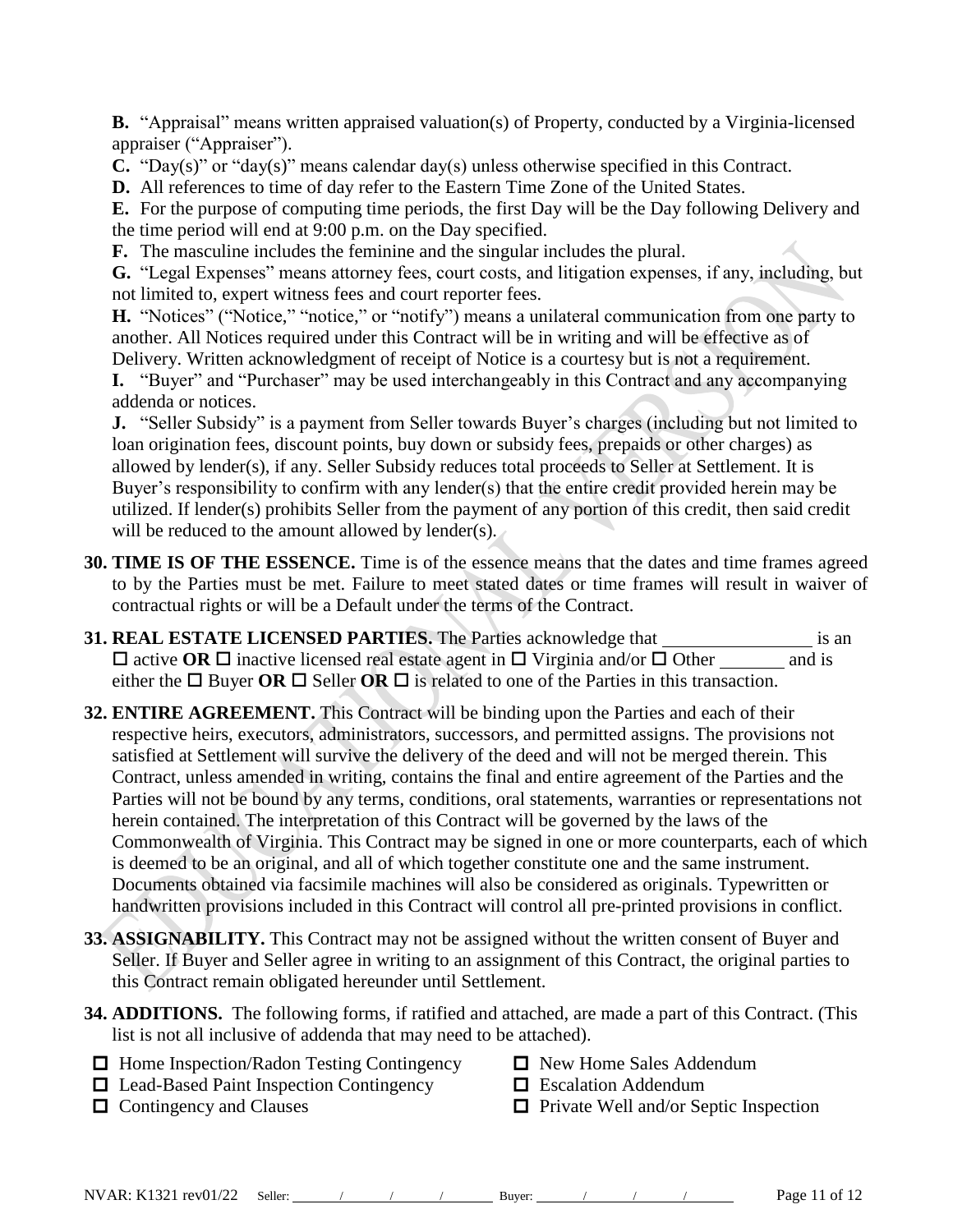**B.** "Appraisal" means written appraised valuation(s) of Property, conducted by a Virginia-licensed appraiser ("Appraiser").

**C.** "Day(s)" or "day(s)" means calendar day(s) unless otherwise specified in this Contract.

**D.** All references to time of day refer to the Eastern Time Zone of the United States.

**E.** For the purpose of computing time periods, the first Day will be the Day following Delivery and the time period will end at 9:00 p.m. on the Day specified.

**F.** The masculine includes the feminine and the singular includes the plural.

**G.** "Legal Expenses" means attorney fees, court costs, and litigation expenses, if any, including, but not limited to, expert witness fees and court reporter fees.

**H.** "Notices" ("Notice," "notice," or "notify") means a unilateral communication from one party to another. All Notices required under this Contract will be in writing and will be effective as of Delivery. Written acknowledgment of receipt of Notice is a courtesy but is not a requirement.

**I.** "Buyer" and "Purchaser" may be used interchangeably in this Contract and any accompanying addenda or notices.

**J.** "Seller Subsidy" is a payment from Seller towards Buyer's charges (including but not limited to loan origination fees, discount points, buy down or subsidy fees, prepaids or other charges) as allowed by lender(s), if any. Seller Subsidy reduces total proceeds to Seller at Settlement. It is Buyer's responsibility to confirm with any lender(s) that the entire credit provided herein may be utilized. If lender(s) prohibits Seller from the payment of any portion of this credit, then said credit will be reduced to the amount allowed by lender(s).

**30. TIME IS OF THE ESSENCE.** Time is of the essence means that the dates and time frames agreed to by the Parties must be met. Failure to meet stated dates or time frames will result in waiver of contractual rights or will be a Default under the terms of the Contract.

**31. REAL ESTATE LICENSED PARTIES.** The Parties acknowledge that ________________ is an ☐ active **OR** ☐ inactive licensed real estate agent in ☐ Virginia and/or ☐ Other _______ and is either the ☐ Buyer **OR** ☐ Seller **OR** ☐ is related to one of the Parties in this transaction.

**32. ENTIRE AGREEMENT.** This Contract will be binding upon the Parties and each of their respective heirs, executors, administrators, successors, and permitted assigns. The provisions not satisfied at Settlement will survive the delivery of the deed and will not be merged therein. This Contract, unless amended in writing, contains the final and entire agreement of the Parties and the Parties will not be bound by any terms, conditions, oral statements, warranties or representations not herein contained. The interpretation of this Contract will be governed by the laws of the Commonwealth of Virginia. This Contract may be signed in one or more counterparts, each of which is deemed to be an original, and all of which together constitute one and the same instrument. Documents obtained via facsimile machines will also be considered as originals. Typewritten or handwritten provisions included in this Contract will control all pre-printed provisions in conflict.

**33. ASSIGNABILITY.** This Contract may not be assigned without the written consent of Buyer and Seller. If Buyer and Seller agree in writing to an assignment of this Contract, the original parties to this Contract remain obligated hereunder until Settlement.

**34. ADDITIONS.** The following forms, if ratified and attached, are made a part of this Contract. (This list is not all inclusive of addenda that may need to be attached).

- ☐ Home Inspection/Radon Testing Contingency
- ☐ Lead-Based Paint Inspection Contingency
- ☐ Contingency and Clauses
- ☐ New Home Sales Addendum
- ☐ Escalation Addendum
- ☐ Private Well and/or Septic Inspection

NVAR: K1321 rev01/22 Seller: ____/____/____/____ Buyer: ____/____/____/____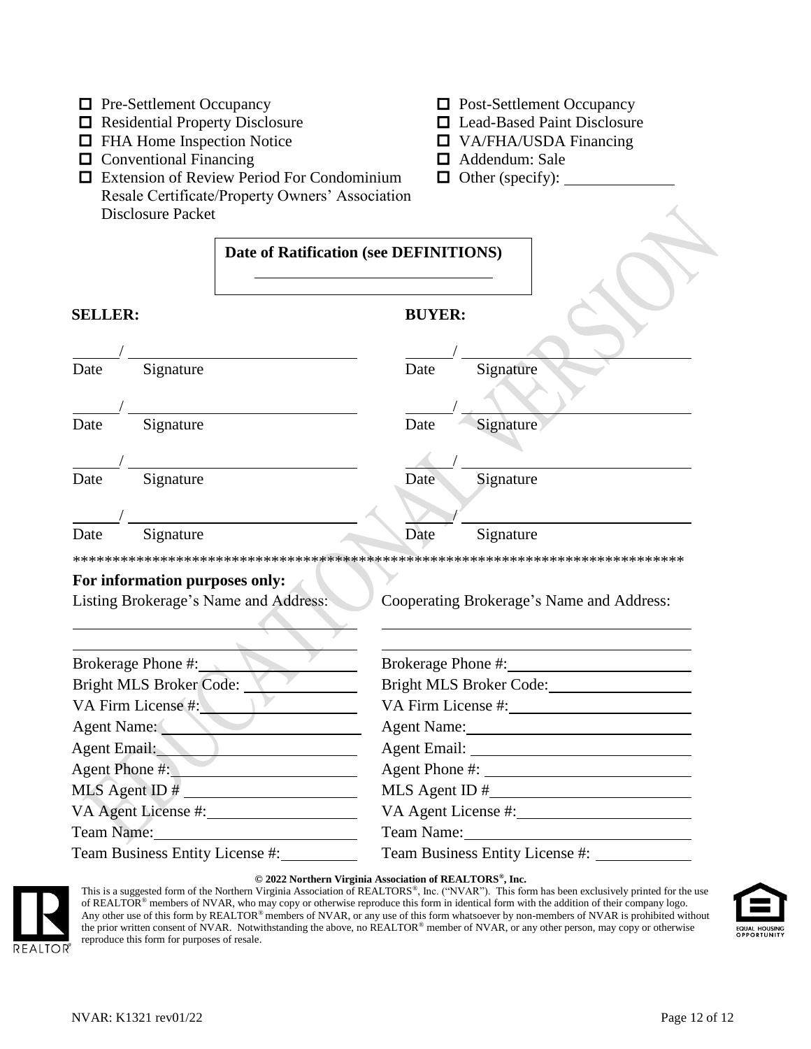- ☐ Pre-Settlement Occupancy
- ☐ Residential Property Disclosure
- ☐ FHA Home Inspection Notice
- ☐ Conventional Financing
- ☐ Extension of Review Period For Condominium Resale Certificate/Property Owners' Association Disclosure Packet
- ☐ Post-Settlement Occupancy
- ☐ Lead-Based Paint Disclosure
- ☐ VA/FHA/USDA Financing
- ☐ Addendum: Sale
- ☐ Other (specify): \_\_\_\_\_\_\_\_\_\_\_\_\_\_

**Date of Ratification (see DEFINITIONS)**

\_\_\_\_\_\_\_\_\_\_\_\_\_\_\_\_\_\_\_\_\_\_\_\_\_\_\_\_\_\_

| **SELLER:** | **BUYER:** |
|---|---|
| \_\_\_\_\_\_/ \_\_\_\_\_\_\_\_\_\_\_\_\_\_\_\_\_\_\_\_\_\_\_\_ | \_\_\_\_\_\_/ \_\_\_\_\_\_\_\_\_\_\_\_\_\_\_\_\_\_\_\_\_\_\_\_ |
| Date Signature | Date Signature |
| \_\_\_\_\_\_/ \_\_\_\_\_\_\_\_\_\_\_\_\_\_\_\_\_\_\_\_\_\_\_\_ | \_\_\_\_\_\_/ \_\_\_\_\_\_\_\_\_\_\_\_\_\_\_\_\_\_\_\_\_\_\_\_ |
| Date Signature | Date Signature |
| \_\_\_\_\_\_/ \_\_\_\_\_\_\_\_\_\_\_\_\_\_\_\_\_\_\_\_\_\_\_\_ | \_\_\_\_\_\_/ \_\_\_\_\_\_\_\_\_\_\_\_\_\_\_\_\_\_\_\_\_\_\_\_ |
| Date Signature | Date Signature |
| \_\_\_\_\_\_/ \_\_\_\_\_\_\_\_\_\_\_\_\_\_\_\_\_\_\_\_\_\_\_\_ | \_\_\_\_\_\_/ \_\_\_\_\_\_\_\_\_\_\_\_\_\_\_\_\_\_\_\_\_\_\_\_ |
| Date Signature | Date Signature |

******************************************************************************

**For information purposes only:**

| Listing Brokerage's Name and Address: | Cooperating Brokerage's Name and Address: |
|---|---|
| \_\_\_\_\_\_\_\_\_\_\_\_\_\_\_\_\_\_\_\_\_\_\_\_\_\_\_\_\_\_ | \_\_\_\_\_\_\_\_\_\_\_\_\_\_\_\_\_\_\_\_\_\_\_\_\_\_\_\_\_\_ |
| \_\_\_\_\_\_\_\_\_\_\_\_\_\_\_\_\_\_\_\_\_\_\_\_\_\_\_\_\_\_ | \_\_\_\_\_\_\_\_\_\_\_\_\_\_\_\_\_\_\_\_\_\_\_\_\_\_\_\_\_\_ |
| Brokerage Phone #: | Brokerage Phone #: |
| Bright MLS Broker Code: | Bright MLS Broker Code: |
| VA Firm License #: | VA Firm License #: |
| Agent Name: | Agent Name: |
| Agent Email: | Agent Email: |
| Agent Phone #: | Agent Phone #: |
| MLS Agent ID # | MLS Agent ID # |
| VA Agent License #: | VA Agent License #: |
| Team Name: | Team Name: |
| Team Business Entity License #: | Team Business Entity License #: |

**© 2022 Northern Virginia Association of REALTORS®, Inc.**

This is a suggested form of the Northern Virginia Association of REALTORS®, Inc. ("NVAR"). This form has been exclusively printed for the use of REALTOR® members of NVAR, who may copy or otherwise reproduce this form in identical form with the addition of their company logo. Any other use of this form by REALTOR® members of NVAR, or any use of this form whatsoever by non-members of NVAR is prohibited without the prior written consent of NVAR. Notwithstanding the above, no REALTOR® member of NVAR, or any other person, may copy or otherwise reproduce this form for purposes of resale.

NVAR: K1321 rev01/22